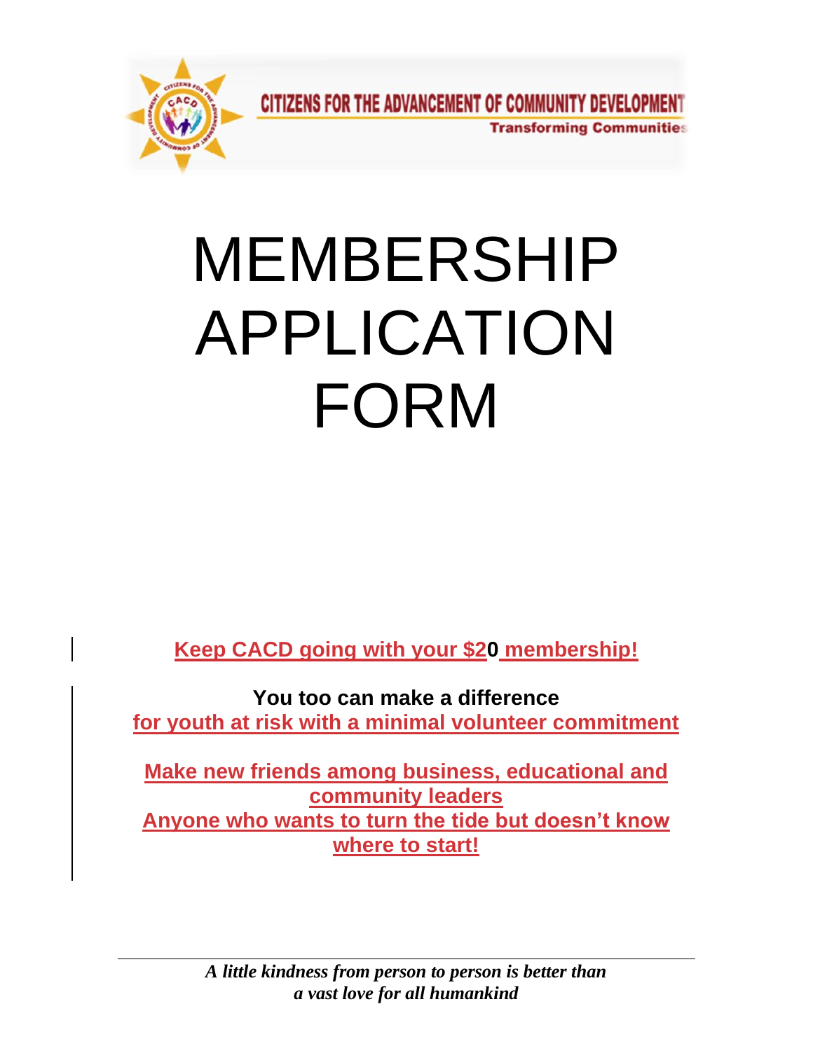CITIZENS FOR THE ADVANCEMENT OF COMMUNITY DEVELOPMENT

Transforming Communities

# MEMBERSHIP APPLICATION FORM

**Keep CACD going with your $20 membership!**

**You too can make a difference for youth at risk with a minimal volunteer commitment**

**Make new friends among business, educational and community leaders**

**Anyone who wants to turn the tide but doesn't know where to start!**

***A little kindness from person to person is better than a vast love for all humankind***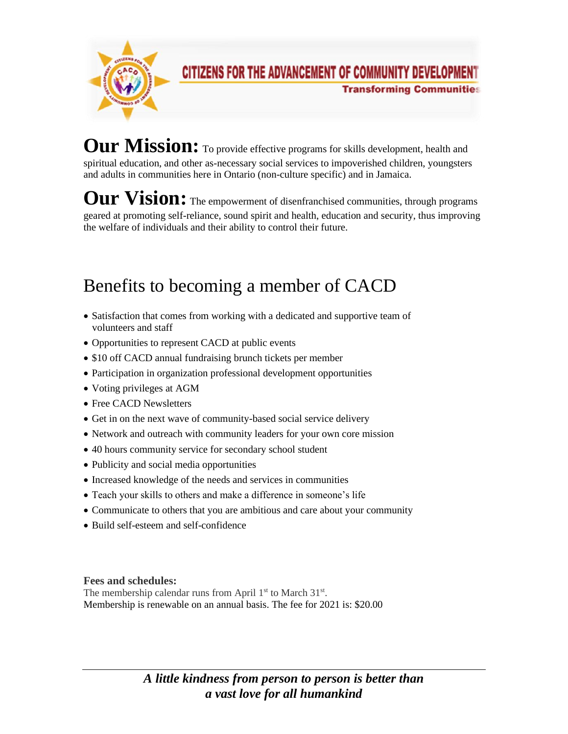# CITIZENS FOR THE ADVANCEMENT OF COMMUNITY DEVELOPMENT

**Transforming Communities**

**Our Mission:** To provide effective programs for skills development, health and spiritual education, and other as-necessary social services to impoverished children, youngsters and adults in communities here in Ontario (non-culture specific) and in Jamaica.

**Our Vision:** The empowerment of disenfranchised communities, through programs geared at promoting self-reliance, sound spirit and health, education and security, thus improving the welfare of individuals and their ability to control their future.

## Benefits to becoming a member of CACD

- Satisfaction that comes from working with a dedicated and supportive team of volunteers and staff
- Opportunities to represent CACD at public events
- $10 off CACD annual fundraising brunch tickets per member
- Participation in organization professional development opportunities
- Voting privileges at AGM
- Free CACD Newsletters
- Get in on the next wave of community-based social service delivery
- Network and outreach with community leaders for your own core mission
- 40 hours community service for secondary school student
- Publicity and social media opportunities
- Increased knowledge of the needs and services in communities
- Teach your skills to others and make a difference in someone's life
- Communicate to others that you are ambitious and care about your community
- Build self-esteem and self-confidence

**Fees and schedules:**

The membership calendar runs from April 1st to March 31st.
Membership is renewable on an annual basis. The fee for 2021 is: $20.00

***A little kindness from person to person is better than a vast love for all humankind***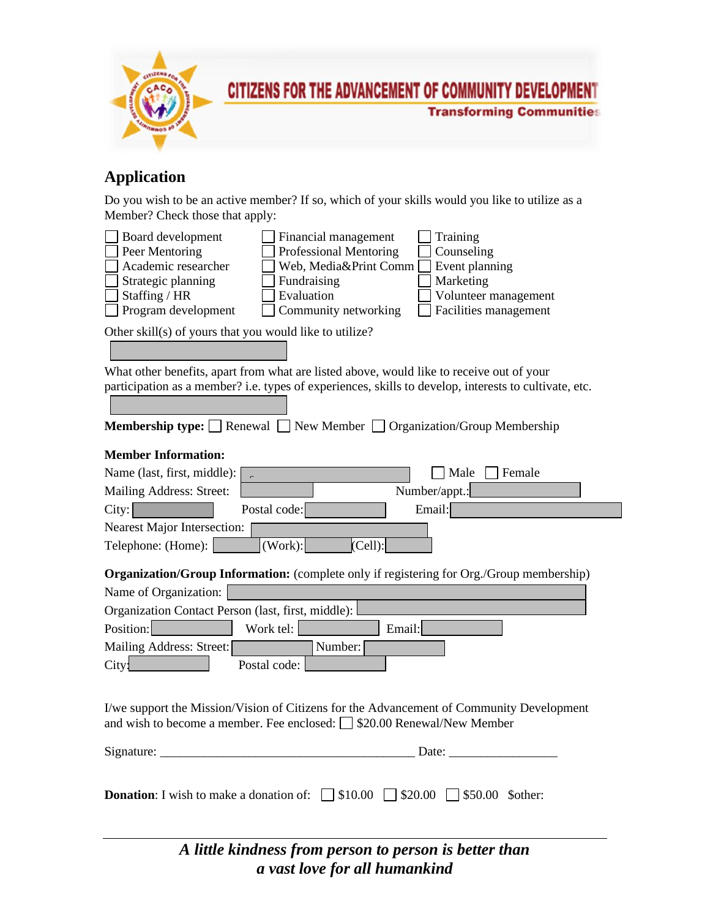CITIZENS FOR THE ADVANCEMENT OF COMMUNITY DEVELOPMENT

Transforming Communities

## Application

Do you wish to be an active member? If so, which of your skills would you like to utilize as a Member? Check those that apply:

- ☐ Board development
- ☐ Peer Mentoring
- ☐ Academic researcher
- ☐ Strategic planning
- ☐ Staffing / HR
- ☐ Program development
- ☐ Financial management
- ☐ Professional Mentoring
- ☐ Web, Media&Print Comm
- ☐ Fundraising
- ☐ Evaluation
- ☐ Community networking
- ☐ Training
- ☐ Counseling
- ☐ Event planning
- ☐ Marketing
- ☐ Volunteer management
- ☐ Facilities management

Other skill(s) of yours that you would like to utilize?

What other benefits, apart from what are listed above, would like to receive out of your participation as a member? i.e. types of experiences, skills to develop, interests to cultivate, etc.

**Membership type:** ☐ Renewal ☐ New Member ☐ Organization/Group Membership

**Member Information:**

Name (last, first, middle): ☐ Male ☐ Female

Mailing Address: Street: Number/appt.:

City: Postal code: Email:

Nearest Major Intersection:

Telephone: (Home): (Work): (Cell):

**Organization/Group Information:** (complete only if registering for Org./Group membership)

Name of Organization:

Organization Contact Person (last, first, middle):

Position: Work tel: Email:

Mailing Address: Street: Number:

City: Postal code:

I/we support the Mission/Vision of Citizens for the Advancement of Community Development and wish to become a member. Fee enclosed: ☐ $20.00 Renewal/New Member

Signature: ________________________________________ Date: _________________

**Donation**: I wish to make a donation of: ☐ $10.00 ☐ $20.00 ☐ $50.00 $other:

***A little kindness from person to person is better than a vast love for all humankind***